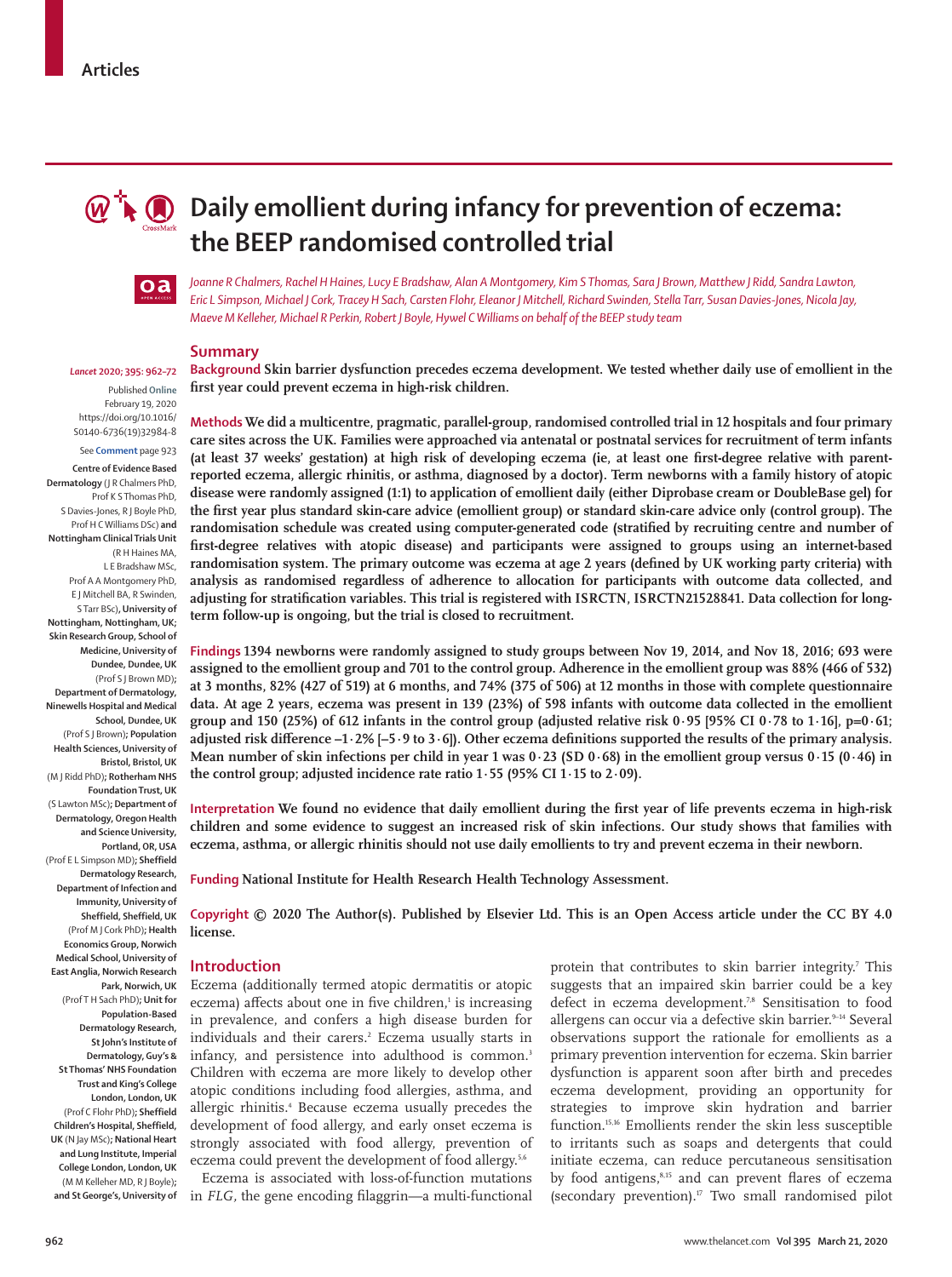Articles

# Daily emollient during infancy for prevention of eczema: the BEEP randomised controlled trial

*Joanne R Chalmers, Rachel H Haines, Lucy E Bradshaw, Alan A Montgomery, Kim S Thomas, Sara J Brown, Matthew J Ridd, Sandra Lawton, Eric L Simpson, Michael J Cork, Tracey H Sach, Carsten Flohr, Eleanor J Mitchell, Richard Swinden, Stella Tarr, Susan Davies-Jones, Nicola Jay, Maeve M Kelleher, Michael R Perkin, Robert J Boyle, Hywel C Williams on behalf of the BEEP study team*

*Lancet* 2020; 395: 962–72

Published Online February 19, 2020 https://doi.org/10.1016/S0140-6736(19)32984-8

See Comment page 923

**Centre of Evidence Based Dermatology** (J R Chalmers PhD, Prof K S Thomas PhD, S Davies-Jones, R J Boyle PhD, Prof H C Williams DSc) **and Nottingham Clinical Trials Unit** (R H Haines MA, L E Bradshaw MSc, Prof A A Montgomery PhD, E J Mitchell BA, R Swinden, S Tarr BSc)**, University of Nottingham, Nottingham, UK; Skin Research Group, School of Medicine, University of Dundee, Dundee, UK** (Prof S J Brown MD)**; Department of Dermatology, Ninewells Hospital and Medical School, Dundee, UK** (Prof S J Brown)**; Population Health Sciences, University of Bristol, Bristol, UK** (M J Ridd PhD)**; Rotherham NHS Foundation Trust, UK** (S Lawton MSc)**; Department of Dermatology, Oregon Health and Science University, Portland, OR, USA** (Prof E L Simpson MD)**; Sheffield Dermatology Research, Department of Infection and Immunity, University of Sheffield, Sheffield, UK** (Prof M J Cork PhD)**; Health Economics Group, Norwich Medical School, University of East Anglia, Norwich Research Park, Norwich, UK** (Prof T H Sach PhD)**; Unit for Population-Based Dermatology Research, St John's Institute of Dermatology, Guy's & St Thomas' NHS Foundation Trust and King's College London, London, UK** (Prof C Flohr PhD)**; Sheffield Children's Hospital, Sheffield, UK** (N Jay MSc)**; National Heart and Lung Institute, Imperial College London, London, UK** (M M Kelleher MD, R J Boyle)**; and St George's, University of**

## Summary

**Background** Skin barrier dysfunction precedes eczema development. We tested whether daily use of emollient in the first year could prevent eczema in high-risk children.

**Methods** We did a multicentre, pragmatic, parallel-group, randomised controlled trial in 12 hospitals and four primary care sites across the UK. Families were approached via antenatal or postnatal services for recruitment of term infants (at least 37 weeks' gestation) at high risk of developing eczema (ie, at least one first-degree relative with parent-reported eczema, allergic rhinitis, or asthma, diagnosed by a doctor). Term newborns with a family history of atopic disease were randomly assigned (1:1) to application of emollient daily (either Diprobase cream or DoubleBase gel) for the first year plus standard skin-care advice (emollient group) or standard skin-care advice only (control group). The randomisation schedule was created using computer-generated code (stratified by recruiting centre and number of first-degree relatives with atopic disease) and participants were assigned to groups using an internet-based randomisation system. The primary outcome was eczema at age 2 years (defined by UK working party criteria) with analysis as randomised regardless of adherence to allocation for participants with outcome data collected, and adjusting for stratification variables. This trial is registered with ISRCTN, ISRCTN21528841. Data collection for long-term follow-up is ongoing, but the trial is closed to recruitment.

**Findings** 1394 newborns were randomly assigned to study groups between Nov 19, 2014, and Nov 18, 2016; 693 were assigned to the emollient group and 701 to the control group. Adherence in the emollient group was 88% (466 of 532) at 3 months, 82% (427 of 519) at 6 months, and 74% (375 of 506) at 12 months in those with complete questionnaire data. At age 2 years, eczema was present in 139 (23%) of 598 infants with outcome data collected in the emollient group and 150 (25%) of 612 infants in the control group (adjusted relative risk 0·95 [95% CI 0·78 to 1·16], p=0·61; adjusted risk difference –1·2% [–5·9 to 3·6]). Other eczema definitions supported the results of the primary analysis. Mean number of skin infections per child in year 1 was 0·23 (SD 0·68) in the emollient group versus 0·15 (0·46) in the control group; adjusted incidence rate ratio 1·55 (95% CI 1·15 to 2·09).

**Interpretation** We found no evidence that daily emollient during the first year of life prevents eczema in high-risk children and some evidence to suggest an increased risk of skin infections. Our study shows that families with eczema, asthma, or allergic rhinitis should not use daily emollients to try and prevent eczema in their newborn.

**Funding** National Institute for Health Research Health Technology Assessment.

**Copyright** © 2020 The Author(s). Published by Elsevier Ltd. This is an Open Access article under the CC BY 4.0 license.

## Introduction

Eczema (additionally termed atopic dermatitis or atopic eczema) affects about one in five children,[1] is increasing in prevalence, and confers a high disease burden for individuals and their carers.[2] Eczema usually starts in infancy, and persistence into adulthood is common.[3] Children with eczema are more likely to develop other atopic conditions including food allergies, asthma, and allergic rhinitis.[4] Because eczema usually precedes the development of food allergy, and early onset eczema is strongly associated with food allergy, prevention of eczema could prevent the development of food allergy.[5,6]

Eczema is associated with loss-of-function mutations in *FLG*, the gene encoding filaggrin—a multi-functional protein that contributes to skin barrier integrity.[7] This suggests that an impaired skin barrier could be a key defect in eczema development.[7,8] Sensitisation to food allergens can occur via a defective skin barrier.[9–14] Several observations support the rationale for emollients as a primary prevention intervention for eczema. Skin barrier dysfunction is apparent soon after birth and precedes eczema development, providing an opportunity for strategies to improve skin hydration and barrier function.[15,16] Emollients render the skin less susceptible to irritants such as soaps and detergents that could initiate eczema, can reduce percutaneous sensitisation by food antigens,[8,15] and can prevent flares of eczema (secondary prevention).[17] Two small randomised pilot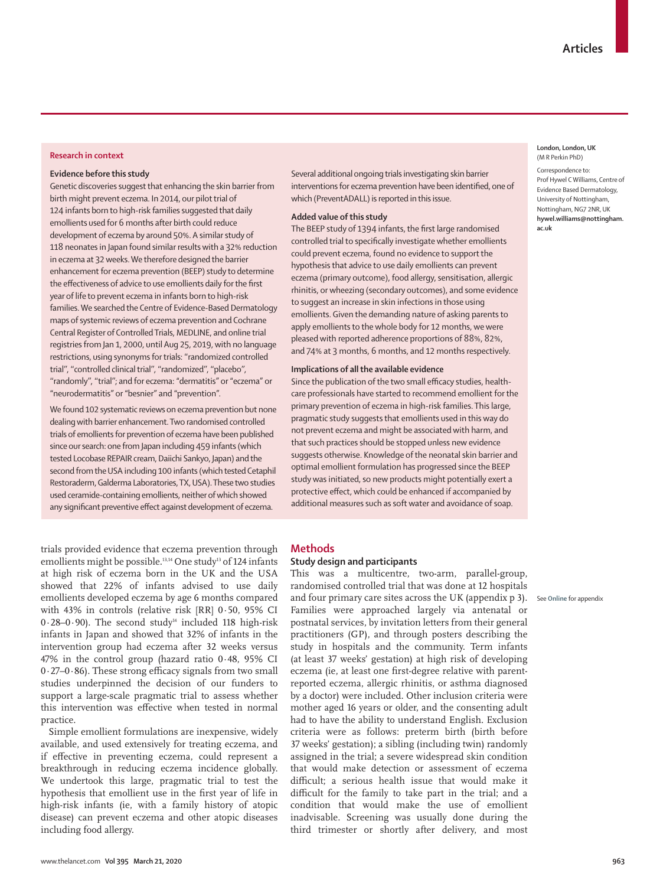## Research in context

### Evidence before this study

Genetic discoveries suggest that enhancing the skin barrier from birth might prevent eczema. In 2014, our pilot trial of 124 infants born to high-risk families suggested that daily emollients used for 6 months after birth could reduce development of eczema by around 50%. A similar study of 118 neonates in Japan found similar results with a 32% reduction in eczema at 32 weeks. We therefore designed the barrier enhancement for eczema prevention (BEEP) study to determine the effectiveness of advice to use emollients daily for the first year of life to prevent eczema in infants born to high-risk families. We searched the Centre of Evidence-Based Dermatology maps of systemic reviews of eczema prevention and Cochrane Central Register of Controlled Trials, MEDLINE, and online trial registries from Jan 1, 2000, until Aug 25, 2019, with no language restrictions, using synonyms for trials: "randomized controlled trial", "controlled clinical trial", "randomized", "placebo", "randomly", "trial"; and for eczema: "dermatitis" or "eczema" or "neurodermatitis" or "besnier" and "prevention".

We found 102 systematic reviews on eczema prevention but none dealing with barrier enhancement. Two randomised controlled trials of emollients for prevention of eczema have been published since our search: one from Japan including 459 infants (which tested Locobase REPAIR cream, Daiichi Sankyo, Japan) and the second from the USA including 100 infants (which tested Cetaphil Restoraderm, Galderma Laboratories, TX, USA). These two studies used ceramide-containing emollients, neither of which showed any significant preventive effect against development of eczema. Several additional ongoing trials investigating skin barrier interventions for eczema prevention have been identified, one of which (PreventADALL) is reported in this issue.

### Added value of this study

The BEEP study of 1394 infants, the first large randomised controlled trial to specifically investigate whether emollients could prevent eczema, found no evidence to support the hypothesis that advice to use daily emollients can prevent eczema (primary outcome), food allergy, sensitisation, allergic rhinitis, or wheezing (secondary outcomes), and some evidence to suggest an increase in skin infections in those using emollients. Given the demanding nature of asking parents to apply emollients to the whole body for 12 months, we were pleased with reported adherence proportions of 88%, 82%, and 74% at 3 months, 6 months, and 12 months respectively.

### Implications of all the available evidence

Since the publication of the two small efficacy studies, health-care professionals have started to recommend emollient for the primary prevention of eczema in high-risk families. This large, pragmatic study suggests that emollients used in this way do not prevent eczema and might be associated with harm, and that such practices should be stopped unless new evidence suggests otherwise. Knowledge of the neonatal skin barrier and optimal emollient formulation has progressed since the BEEP study was initiated, so new products might potentially exert a protective effect, which could be enhanced if accompanied by additional measures such as soft water and avoidance of soap.

London, London, UK (M R Perkin PhD)

Correspondence to: Prof Hywel C Williams, Centre of Evidence Based Dermatology, University of Nottingham, Nottingham, NG7 2NR, UK hywel.williams@nottingham.ac.uk

trials provided evidence that eczema prevention through emollients might be possible.[13,14] One study[13] of 124 infants at high risk of eczema born in the UK and the USA showed that 22% of infants advised to use daily emollients developed eczema by age 6 months compared with 43% in controls (relative risk [RR] 0·50, 95% CI 0·28–0·90). The second study[14] included 118 high-risk infants in Japan and showed that 32% of infants in the intervention group had eczema after 32 weeks versus 47% in the control group (hazard ratio 0·48, 95% CI 0·27–0·86). These strong efficacy signals from two small studies underpinned the decision of our funders to support a large-scale pragmatic trial to assess whether this intervention was effective when tested in normal practice.

Simple emollient formulations are inexpensive, widely available, and used extensively for treating eczema, and if effective in preventing eczema, could represent a breakthrough in reducing eczema incidence globally. We undertook this large, pragmatic trial to test the hypothesis that emollient use in the first year of life in high-risk infants (ie, with a family history of atopic disease) can prevent eczema and other atopic diseases including food allergy.

## Methods

### Study design and participants

This was a multicentre, two-arm, parallel-group, randomised controlled trial that was done at 12 hospitals and four primary care sites across the UK (appendix p 3). Families were approached largely via antenatal or postnatal services, by invitation letters from their general practitioners (GP), and through posters describing the study in hospitals and the community. Term infants (at least 37 weeks' gestation) at high risk of developing eczema (ie, at least one first-degree relative with parent-reported eczema, allergic rhinitis, or asthma diagnosed by a doctor) were included. Other inclusion criteria were mother aged 16 years or older, and the consenting adult had to have the ability to understand English. Exclusion criteria were as follows: preterm birth (birth before 37 weeks' gestation); a sibling (including twin) randomly assigned in the trial; a severe widespread skin condition that would make detection or assessment of eczema difficult; a serious health issue that would make it difficult for the family to take part in the trial; and a condition that would make the use of emollient inadvisable. Screening was usually done during the third trimester or shortly after delivery, and most

See Online for appendix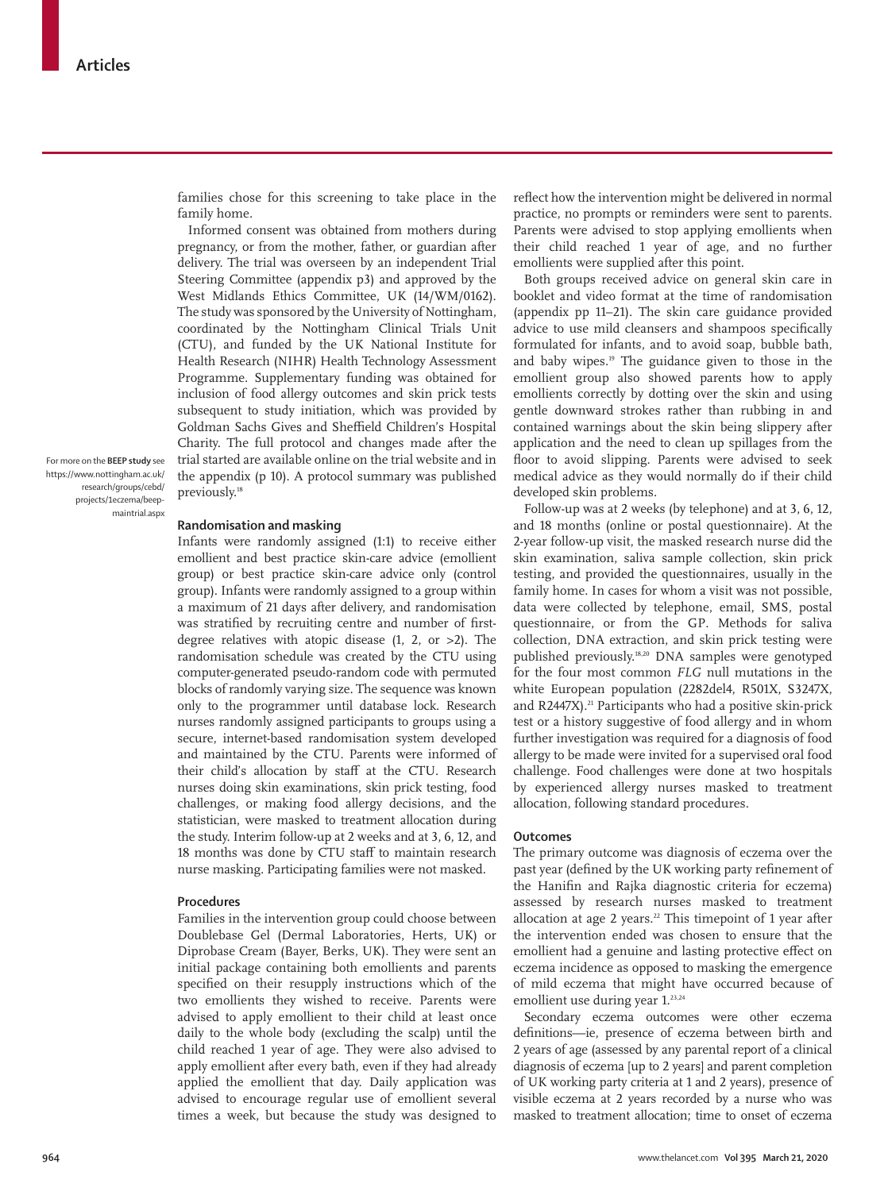families chose for this screening to take place in the family home.

Informed consent was obtained from mothers during pregnancy, or from the mother, father, or guardian after delivery. The trial was overseen by an independent Trial Steering Committee (appendix p3) and approved by the West Midlands Ethics Committee, UK (14/WM/0162). The study was sponsored by the University of Nottingham, coordinated by the Nottingham Clinical Trials Unit (CTU), and funded by the UK National Institute for Health Research (NIHR) Health Technology Assessment Programme. Supplementary funding was obtained for inclusion of food allergy outcomes and skin prick tests subsequent to study initiation, which was provided by Goldman Sachs Gives and Sheffield Children's Hospital Charity. The full protocol and changes made after the trial started are available online on the trial website and in the appendix (p 10). A protocol summary was published previously.[18]

For more on the **BEEP study** see https://www.nottingham.ac.uk/research/groups/cebd/projects/1eczema/beep-maintrial.aspx

## Randomisation and masking

Infants were randomly assigned (1:1) to receive either emollient and best practice skin-care advice (emollient group) or best practice skin-care advice only (control group). Infants were randomly assigned to a group within a maximum of 21 days after delivery, and randomisation was stratified by recruiting centre and number of first-degree relatives with atopic disease (1, 2, or >2). The randomisation schedule was created by the CTU using computer-generated pseudo-random code with permuted blocks of randomly varying size. The sequence was known only to the programmer until database lock. Research nurses randomly assigned participants to groups using a secure, internet-based randomisation system developed and maintained by the CTU. Parents were informed of their child's allocation by staff at the CTU. Research nurses doing skin examinations, skin prick testing, food challenges, or making food allergy decisions, and the statistician, were masked to treatment allocation during the study. Interim follow-up at 2 weeks and at 3, 6, 12, and 18 months was done by CTU staff to maintain research nurse masking. Participating families were not masked.

## Procedures

Families in the intervention group could choose between Doublebase Gel (Dermal Laboratories, Herts, UK) or Diprobase Cream (Bayer, Berks, UK). They were sent an initial package containing both emollients and parents specified on their resupply instructions which of the two emollients they wished to receive. Parents were advised to apply emollient to their child at least once daily to the whole body (excluding the scalp) until the child reached 1 year of age. They were also advised to apply emollient after every bath, even if they had already applied the emollient that day. Daily application was advised to encourage regular use of emollient several times a week, but because the study was designed to reflect how the intervention might be delivered in normal practice, no prompts or reminders were sent to parents. Parents were advised to stop applying emollients when their child reached 1 year of age, and no further emollients were supplied after this point.

Both groups received advice on general skin care in booklet and video format at the time of randomisation (appendix pp 11–21). The skin care guidance provided advice to use mild cleansers and shampoos specifically formulated for infants, and to avoid soap, bubble bath, and baby wipes.[19] The guidance given to those in the emollient group also showed parents how to apply emollients correctly by dotting over the skin and using gentle downward strokes rather than rubbing in and contained warnings about the skin being slippery after application and the need to clean up spillages from the floor to avoid slipping. Parents were advised to seek medical advice as they would normally do if their child developed skin problems.

Follow-up was at 2 weeks (by telephone) and at 3, 6, 12, and 18 months (online or postal questionnaire). At the 2-year follow-up visit, the masked research nurse did the skin examination, saliva sample collection, skin prick testing, and provided the questionnaires, usually in the family home. In cases for whom a visit was not possible, data were collected by telephone, email, SMS, postal questionnaire, or from the GP. Methods for saliva collection, DNA extraction, and skin prick testing were published previously.[18,20] DNA samples were genotyped for the four most common *FLG* null mutations in the white European population (2282del4, R501X, S3247X, and R2447X).[21] Participants who had a positive skin-prick test or a history suggestive of food allergy and in whom further investigation was required for a diagnosis of food allergy to be made were invited for a supervised oral food challenge. Food challenges were done at two hospitals by experienced allergy nurses masked to treatment allocation, following standard procedures.

## Outcomes

The primary outcome was diagnosis of eczema over the past year (defined by the UK working party refinement of the Hanifin and Rajka diagnostic criteria for eczema) assessed by research nurses masked to treatment allocation at age 2 years.[22] This timepoint of 1 year after the intervention ended was chosen to ensure that the emollient had a genuine and lasting protective effect on eczema incidence as opposed to masking the emergence of mild eczema that might have occurred because of emollient use during year 1.[23,24]

Secondary eczema outcomes were other eczema definitions—ie, presence of eczema between birth and 2 years of age (assessed by any parental report of a clinical diagnosis of eczema [up to 2 years] and parent completion of UK working party criteria at 1 and 2 years), presence of visible eczema at 2 years recorded by a nurse who was masked to treatment allocation; time to onset of eczema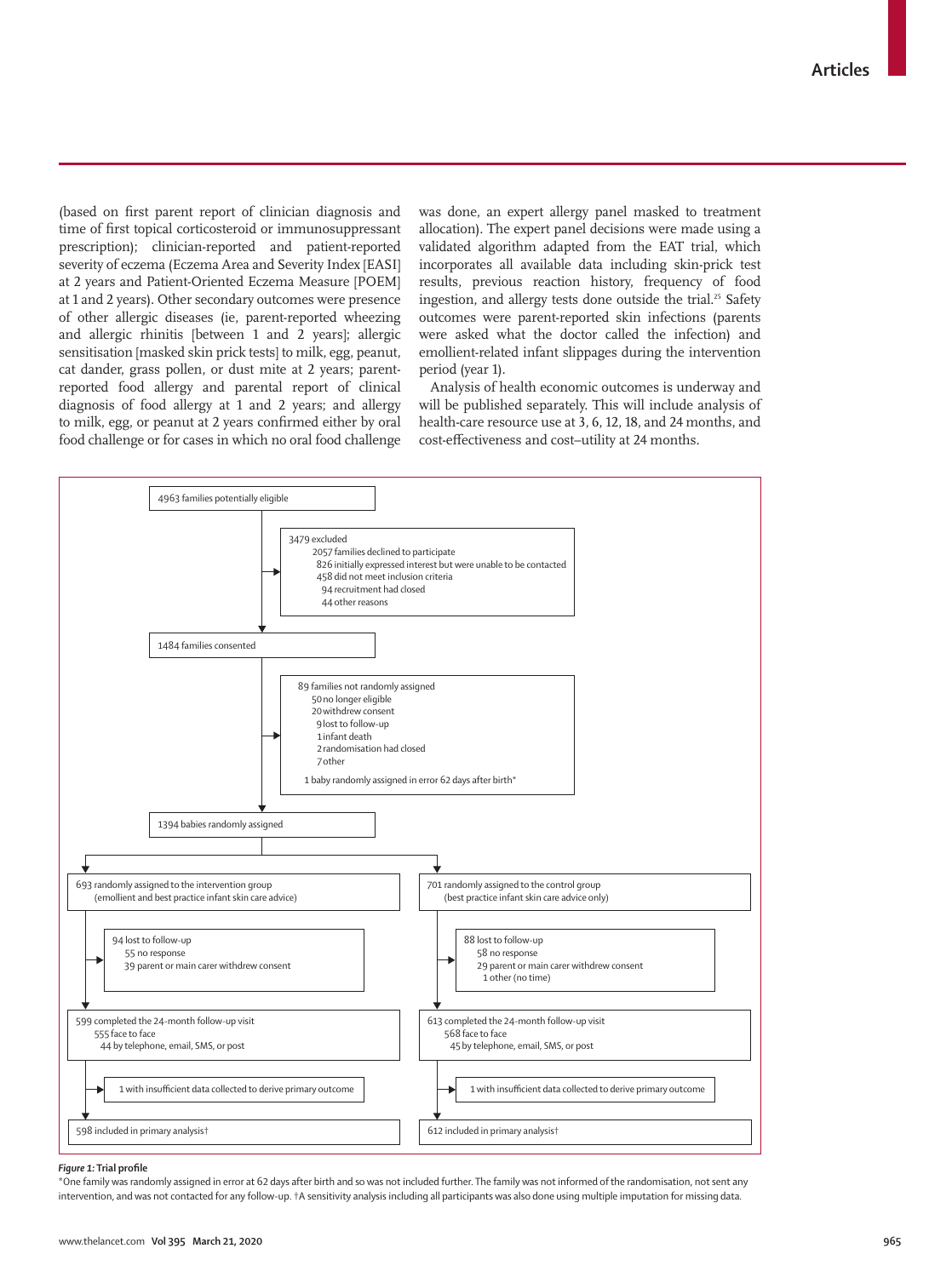(based on first parent report of clinician diagnosis and time of first topical corticosteroid or immunosuppressant prescription); clinician-reported and patient-reported severity of eczema (Eczema Area and Severity Index [EASI] at 2 years and Patient-Oriented Eczema Measure [POEM] at 1 and 2 years). Other secondary outcomes were presence of other allergic diseases (ie, parent-reported wheezing and allergic rhinitis [between 1 and 2 years]; allergic sensitisation [masked skin prick tests] to milk, egg, peanut, cat dander, grass pollen, or dust mite at 2 years; parent-reported food allergy and parental report of clinical diagnosis of food allergy at 1 and 2 years; and allergy to milk, egg, or peanut at 2 years confirmed either by oral food challenge or for cases in which no oral food challenge was done, an expert allergy panel masked to treatment allocation). The expert panel decisions were made using a validated algorithm adapted from the EAT trial, which incorporates all available data including skin-prick test results, previous reaction history, frequency of food ingestion, and allergy tests done outside the trial.[25] Safety outcomes were parent-reported skin infections (parents were asked what the doctor called the infection) and emollient-related infant slippages during the intervention period (year 1).

Analysis of health economic outcomes is underway and will be published separately. This will include analysis of health-care resource use at 3, 6, 12, 18, and 24 months, and cost-effectiveness and cost–utility at 24 months.

4963 families potentially eligible

3479 excluded
- 2057 families declined to participate
- 826 initially expressed interest but were unable to be contacted
- 458 did not meet inclusion criteria
- 94 recruitment had closed
- 44 other reasons

1484 families consented

89 families not randomly assigned
- 50 no longer eligible
- 20 withdrew consent
- 9 lost to follow-up
- 1 infant death
- 2 randomisation had closed
- 7 other

1 baby randomly assigned in error 62 days after birth*

1394 babies randomly assigned

693 randomly assigned to the intervention group (emollient and best practice infant skin care advice)

94 lost to follow-up
- 55 no response
- 39 parent or main carer withdrew consent

599 completed the 24-month follow-up visit
- 555 face to face
- 44 by telephone, email, SMS, or post

1 with insufficient data collected to derive primary outcome

598 included in primary analysis†

701 randomly assigned to the control group (best practice infant skin care advice only)

88 lost to follow-up
- 58 no response
- 29 parent or main carer withdrew consent
- 1 other (no time)

613 completed the 24-month follow-up visit
- 568 face to face
- 45 by telephone, email, SMS, or post

1 with insufficient data collected to derive primary outcome

612 included in primary analysis†

***Figure 1:*** **Trial profile**

*One family was randomly assigned in error at 62 days after birth and so was not included further. The family was not informed of the randomisation, not sent any intervention, and was not contacted for any follow-up. †A sensitivity analysis including all participants was also done using multiple imputation for missing data.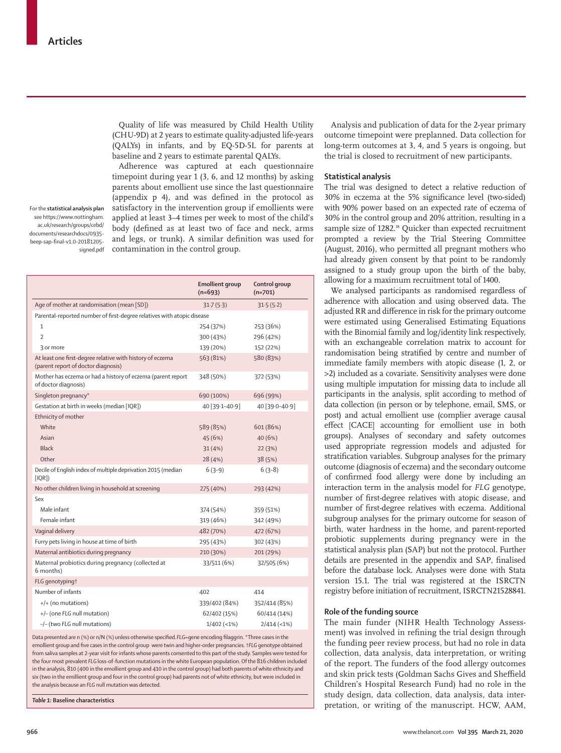Quality of life was measured by Child Health Utility (CHU-9D) at 2 years to estimate quality-adjusted life-years (QALYs) in infants, and by EQ-5D-5L for parents at baseline and 2 years to estimate parental QALYs.

Adherence was captured at each questionnaire timepoint during year 1 (3, 6, and 12 months) by asking parents about emollient use since the last questionnaire (appendix p 4), and was defined in the protocol as satisfactory in the intervention group if emollients were applied at least 3–4 times per week to most of the child's body (defined as at least two of face and neck, arms and legs, or trunk). A similar definition was used for contamination in the control group.

For the **statistical analysis plan** see https://www.nottingham.ac.uk/research/groups/cebd/documents/researchdocs/0935-beep-sap-final-v1.0-20181205-signed.pdf

| | Emollient group (n=693) | Control group (n=701) |
|---|---|---|
| Age of mother at randomisation (mean [SD]) | 31·7 (5·3) | 31·5 (5·2) |
| Parental-reported number of first-degree relatives with atopic disease | | |
| 1 | 254 (37%) | 253 (36%) |
| 2 | 300 (43%) | 296 (42%) |
| 3 or more | 139 (20%) | 152 (22%) |
| At least one first-degree relative with history of eczema (parent report of doctor diagnosis) | 563 (81%) | 580 (83%) |
| Mother has eczema or had a history of eczema (parent report of doctor diagnosis) | 348 (50%) | 372 (53%) |
| Singleton pregnancy* | 690 (100%) | 696 (99%) |
| Gestation at birth in weeks (median [IQR]) | 40 [39·1–40·9] | 40 [39·0–40·9] |
| Ethnicity of mother | | |
| White | 589 (85%) | 601 (86%) |
| Asian | 45 (6%) | 40 (6%) |
| Black | 31 (4%) | 22 (3%) |
| Other | 28 (4%) | 38 (5%) |
| Decile of English index of multiple deprivation 2015 (median [IQR]) | 6 (3–9) | 6 (3–8) |
| No other children living in household at screening | 275 (40%) | 293 (42%) |
| Sex | | |
| Male infant | 374 (54%) | 359 (51%) |
| Female infant | 319 (46%) | 342 (49%) |
| Vaginal delivery | 482 (70%) | 472 (67%) |
| Furry pets living in house at time of birth | 295 (43%) | 302 (43%) |
| Maternal antibiotics during pregnancy | 210 (30%) | 201 (29%) |
| Maternal probiotics during pregnancy (collected at 6 months) | 33/511 (6%) | 32/505 (6%) |
| *FLG* genotyping† | | |
| Number of infants | 402 | 414 |
| +/+ (no mutations) | 339/402 (84%) | 352/414 (85%) |
| +/– (one *FLG* null mutation) | 62/402 (15%) | 60/414 (14%) |
| –/– (two *FLG* null mutations) | 1/402 (<1%) | 2/414 (<1%) |

Data presented are n (%) or n/N (%) unless otherwise specified. *FLG*=gene encoding filaggrin. *Three cases in the emollient group and five cases in the control group were twin and higher-order pregnancies. †*FLG* genotype obtained from saliva samples at 2-year visit for infants whose parents consented to this part of the study. Samples were tested for the four most prevalent *FLG* loss-of-function mutations in the white European population. Of the 816 children included in the analysis, 810 (400 in the emollient group and 410 in the control group) had both parents of white ethnicity and six (two in the emillient group and four in the control group) had parents not of white ethnicity, but were included in the analysis because an *FLG* null mutation was detected.

***Table 1:*** **Baseline characteristics**

Analysis and publication of data for the 2-year primary outcome timepoint were preplanned. Data collection for long-term outcomes at 3, 4, and 5 years is ongoing, but the trial is closed to recruitment of new participants.

### Statistical analysis

The trial was designed to detect a relative reduction of 30% in eczema at the 5% significance level (two-sided) with 90% power based on an expected rate of eczema of 30% in the control group and 20% attrition, resulting in a sample size of 1282.[18] Quicker than expected recruitment prompted a review by the Trial Steering Committee (August, 2016), who permitted all pregnant mothers who had already given consent by that point to be randomly assigned to a study group upon the birth of the baby, allowing for a maximum recruitment total of 1400.

We analysed participants as randomised regardless of adherence with allocation and using observed data. The adjusted RR and difference in risk for the primary outcome were estimated using Generalised Estimating Equations with the Binomial family and log/identity link respectively, with an exchangeable correlation matrix to account for randomisation being stratified by centre and number of immediate family members with atopic disease (1, 2, or >2) included as a covariate. Sensitivity analyses were done using multiple imputation for missing data to include all participants in the analysis, split according to method of data collection (in person or by telephone, email, SMS, or post) and actual emollient use (complier average causal effect [CACE] accounting for emollient use in both groups). Analyses of secondary and safety outcomes used appropriate regression models and adjusted for stratification variables. Subgroup analyses for the primary outcome (diagnosis of eczema) and the secondary outcome of confirmed food allergy were done by including an interaction term in the analysis model for *FLG* genotype, number of first-degree relatives with atopic disease, and number of first-degree relatives with eczema. Additional subgroup analyses for the primary outcome for season of birth, water hardness in the home, and parent-reported probiotic supplements during pregnancy were in the statistical analysis plan (SAP) but not the protocol. Further details are presented in the appendix and SAP, finalised before the database lock. Analyses were done with Stata version 15.1. The trial was registered at the ISRCTN registry before initiation of recruitment, ISRCTN21528841.

### Role of the funding source

The main funder (NIHR Health Technology Assessment) was involved in refining the trial design through the funding peer review process, but had no role in data collection, data analysis, data interpretation, or writing of the report. The funders of the food allergy outcomes and skin prick tests (Goldman Sachs Gives and Sheffield Children's Hospital Research Fund) had no role in the study design, data collection, data analysis, data interpretation, or writing of the manuscript. HCW, AAM,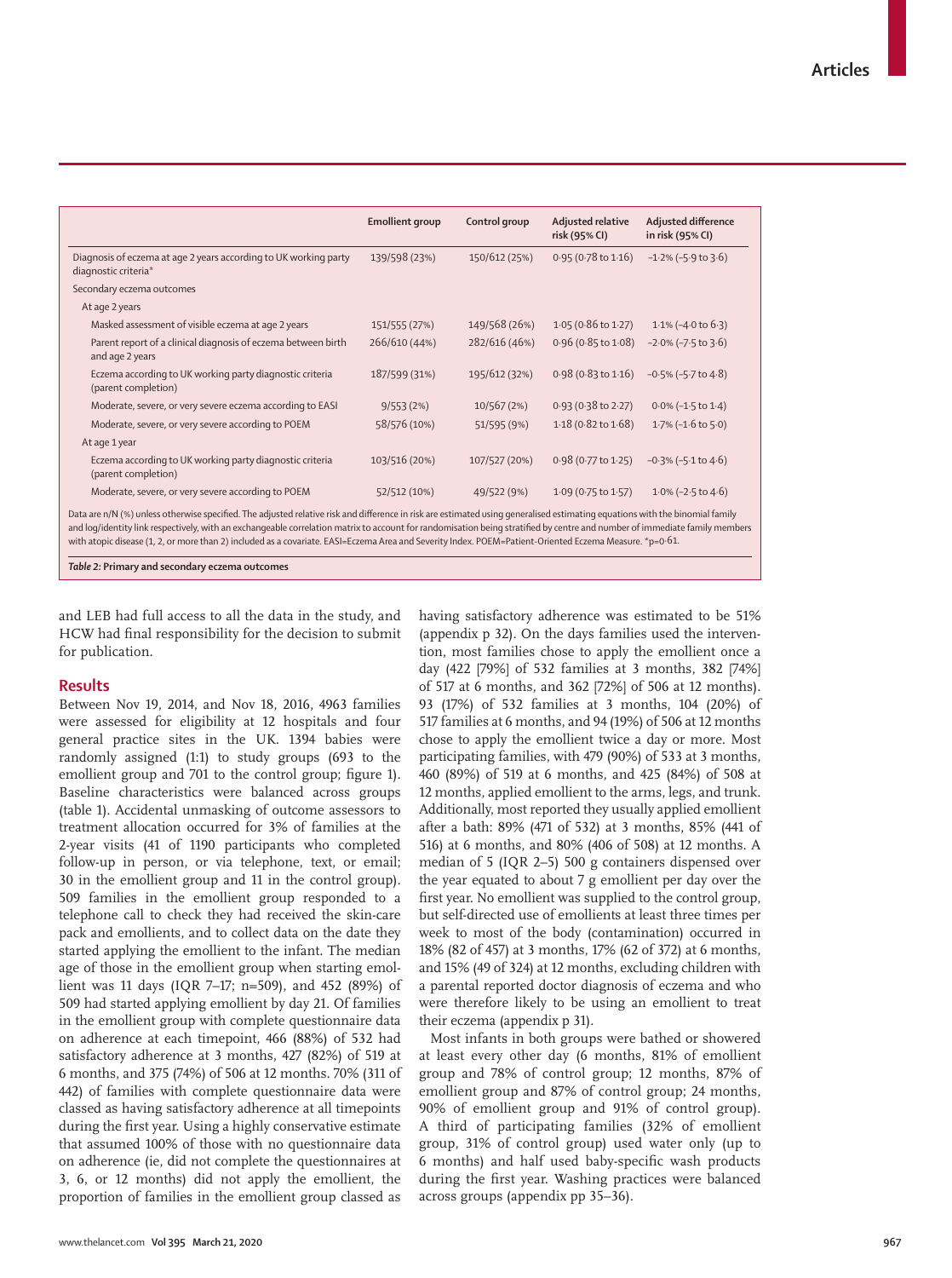| | Emollient group | Control group | Adjusted relative risk (95% CI) | Adjusted difference in risk (95% CI) |
|---|---|---|---|---|
| Diagnosis of eczema at age 2 years according to UK working party diagnostic criteria* | 139/598 (23%) | 150/612 (25%) | 0·95 (0·78 to 1·16) | –1·2% (–5·9 to 3·6) |
| Secondary eczema outcomes | | | | |
| At age 2 years | | | | |
| Masked assessment of visible eczema at age 2 years | 151/555 (27%) | 149/568 (26%) | 1·05 (0·86 to 1·27) | 1·1% (–4·0 to 6·3) |
| Parent report of a clinical diagnosis of eczema between birth and age 2 years | 266/610 (44%) | 282/616 (46%) | 0·96 (0·85 to 1·08) | –2·0% (–7·5 to 3·6) |
| Eczema according to UK working party diagnostic criteria (parent completion) | 187/599 (31%) | 195/612 (32%) | 0·98 (0·83 to 1·16) | –0·5% (–5·7 to 4·8) |
| Moderate, severe, or very severe eczema according to EASI | 9/553 (2%) | 10/567 (2%) | 0·93 (0·38 to 2·27) | 0·0% (–1·5 to 1·4) |
| Moderate, severe, or very severe according to POEM | 58/576 (10%) | 51/595 (9%) | 1·18 (0·82 to 1·68) | 1·7% (–1·6 to 5·0) |
| At age 1 year | | | | |
| Eczema according to UK working party diagnostic criteria (parent completion) | 103/516 (20%) | 107/527 (20%) | 0·98 (0·77 to 1·25) | –0·3% (–5·1 to 4·6) |
| Moderate, severe, or very severe according to POEM | 52/512 (10%) | 49/522 (9%) | 1·09 (0·75 to 1·57) | 1·0% (–2·5 to 4·6) |

Data are n/N (%) unless otherwise specified. The adjusted relative risk and difference in risk are estimated using generalised estimating equations with the binomial family and log/identity link respectively, with an exchangeable correlation matrix to account for randomisation being stratified by centre and number of immediate family members with atopic disease (1, 2, or more than 2) included as a covariate. EASI=Eczema Area and Severity Index. POEM=Patient-Oriented Eczema Measure. *p=0·61.

*Table 2:* **Primary and secondary eczema outcomes**

and LEB had full access to all the data in the study, and HCW had final responsibility for the decision to submit for publication.

## Results

Between Nov 19, 2014, and Nov 18, 2016, 4963 families were assessed for eligibility at 12 hospitals and four general practice sites in the UK. 1394 babies were randomly assigned (1:1) to study groups (693 to the emollient group and 701 to the control group; figure 1). Baseline characteristics were balanced across groups (table 1). Accidental unmasking of outcome assessors to treatment allocation occurred for 3% of families at the 2-year visits (41 of 1190 participants who completed follow-up in person, or via telephone, text, or email; 30 in the emollient group and 11 in the control group). 509 families in the emollient group responded to a telephone call to check they had received the skin-care pack and emollients, and to collect data on the date they started applying the emollient to the infant. The median age of those in the emollient group when starting emollient was 11 days (IQR 7–17; n=509), and 452 (89%) of 509 had started applying emollient by day 21. Of families in the emollient group with complete questionnaire data on adherence at each timepoint, 466 (88%) of 532 had satisfactory adherence at 3 months, 427 (82%) of 519 at 6 months, and 375 (74%) of 506 at 12 months. 70% (311 of 442) of families with complete questionnaire data were classed as having satisfactory adherence at all timepoints during the first year. Using a highly conservative estimate that assumed 100% of those with no questionnaire data on adherence (ie, did not complete the questionnaires at 3, 6, or 12 months) did not apply the emollient, the proportion of families in the emollient group classed as having satisfactory adherence was estimated to be 51% (appendix p 32). On the days families used the intervention, most families chose to apply the emollient once a day (422 [79%] of 532 families at 3 months, 382 [74%] of 517 at 6 months, and 362 [72%] of 506 at 12 months). 93 (17%) of 532 families at 3 months, 104 (20%) of 517 families at 6 months, and 94 (19%) of 506 at 12 months chose to apply the emollient twice a day or more. Most participating families, with 479 (90%) of 533 at 3 months, 460 (89%) of 519 at 6 months, and 425 (84%) of 508 at 12 months, applied emollient to the arms, legs, and trunk. Additionally, most reported they usually applied emollient after a bath: 89% (471 of 532) at 3 months, 85% (441 of 516) at 6 months, and 80% (406 of 508) at 12 months. A median of 5 (IQR 2–5) 500 g containers dispensed over the year equated to about 7 g emollient per day over the first year. No emollient was supplied to the control group, but self-directed use of emollients at least three times per week to most of the body (contamination) occurred in 18% (82 of 457) at 3 months, 17% (62 of 372) at 6 months, and 15% (49 of 324) at 12 months, excluding children with a parental reported doctor diagnosis of eczema and who were therefore likely to be using an emollient to treat their eczema (appendix p 31).

Most infants in both groups were bathed or showered at least every other day (6 months, 81% of emollient group and 78% of control group; 12 months, 87% of emollient group and 87% of control group; 24 months, 90% of emollient group and 91% of control group). A third of participating families (32% of emollient group, 31% of control group) used water only (up to 6 months) and half used baby-specific wash products during the first year. Washing practices were balanced across groups (appendix pp 35–36).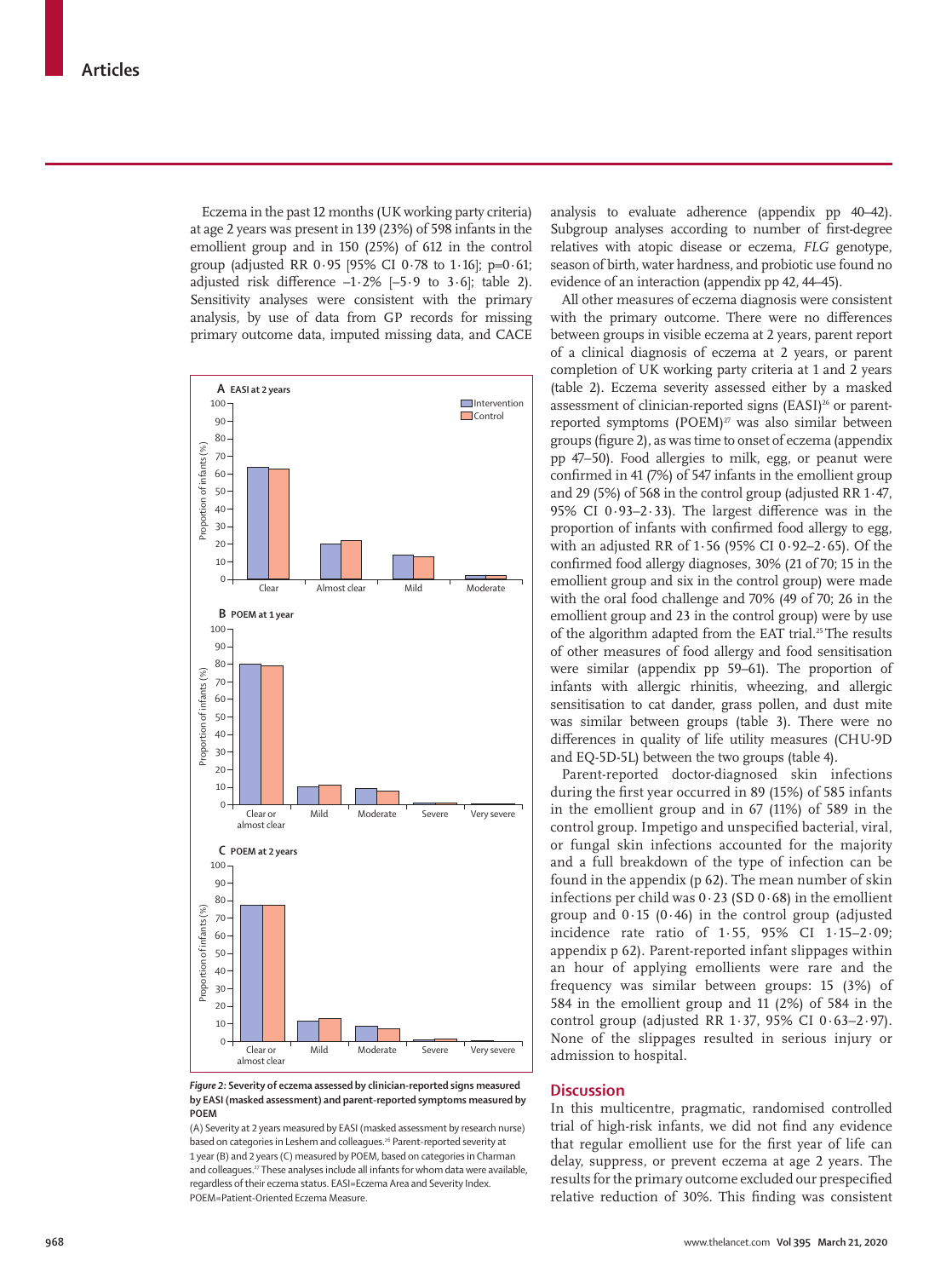Eczema in the past 12 months (UK working party criteria) at age 2 years was present in 139 (23%) of 598 infants in the emollient group and in 150 (25%) of 612 in the control group (adjusted RR 0·95 [95% CI 0·78 to 1·16]; p=0·61; adjusted risk difference –1·2% [–5·9 to 3·6]; table 2). Sensitivity analyses were consistent with the primary analysis, by use of data from GP records for missing primary outcome data, imputed missing data, and CACE analysis to evaluate adherence (appendix pp 40–42). Subgroup analyses according to number of first-degree relatives with atopic disease or eczema, *FLG* genotype, season of birth, water hardness, and probiotic use found no evidence of an interaction (appendix pp 42, 44–45).

All other measures of eczema diagnosis were consistent with the primary outcome. There were no differences between groups in visible eczema at 2 years, parent report of a clinical diagnosis of eczema at 2 years, or parent completion of UK working party criteria at 1 and 2 years (table 2). Eczema severity assessed either by a masked assessment of clinician-reported signs (EASI)[26] or parent-reported symptoms (POEM)[27] was also similar between groups (figure 2), as was time to onset of eczema (appendix pp 47–50). Food allergies to milk, egg, or peanut were confirmed in 41 (7%) of 547 infants in the emollient group and 29 (5%) of 568 in the control group (adjusted RR 1·47, 95% CI 0·93–2·33). The largest difference was in the proportion of infants with confirmed food allergy to egg, with an adjusted RR of 1·56 (95% CI 0·92–2·65). Of the confirmed food allergy diagnoses, 30% (21 of 70; 15 in the emollient group and six in the control group) were made with the oral food challenge and 70% (49 of 70; 26 in the emollient group and 23 in the control group) were by use of the algorithm adapted from the EAT trial.[25] The results of other measures of food allergy and food sensitisation were similar (appendix pp 59–61). The proportion of infants with allergic rhinitis, wheezing, and allergic sensitisation to cat dander, grass pollen, and dust mite was similar between groups (table 3). There were no differences in quality of life utility measures (CHU-9D and EQ-5D-5L) between the two groups (table 4).

Parent-reported doctor-diagnosed skin infections during the first year occurred in 89 (15%) of 585 infants in the emollient group and in 67 (11%) of 589 in the control group. Impetigo and unspecified bacterial, viral, or fungal skin infections accounted for the majority and a full breakdown of the type of infection can be found in the appendix (p 62). The mean number of skin infections per child was 0·23 (SD 0·68) in the emollient group and 0·15 (0·46) in the control group (adjusted incidence rate ratio of 1·55, 95% CI 1·15–2·09; appendix p 62). Parent-reported infant slippages within an hour of applying emollients were rare and the frequency was similar between groups: 15 (3%) of 584 in the emollient group and 11 (2%) of 584 in the control group (adjusted RR 1·37, 95% CI 0·63–2·97). None of the slippages resulted in serious injury or admission to hospital.

**Figure 2: Severity of eczema assessed by clinician-reported signs measured by EASI (masked assessment) and parent-reported symptoms measured by POEM**

(A) Severity at 2 years measured by EASI (masked assessment by research nurse) based on categories in Leshem and colleagues.[26] Parent-reported severity at 1 year (B) and 2 years (C) measured by POEM, based on categories in Charman and colleagues.[27] These analyses include all infants for whom data were available, regardless of their eczema status. EASI=Eczema Area and Severity Index. POEM=Patient-Oriented Eczema Measure.

## Discussion

In this multicentre, pragmatic, randomised controlled trial of high-risk infants, we did not find any evidence that regular emollient use for the first year of life can delay, suppress, or prevent eczema at age 2 years. The results for the primary outcome excluded our prespecified relative reduction of 30%. This finding was consistent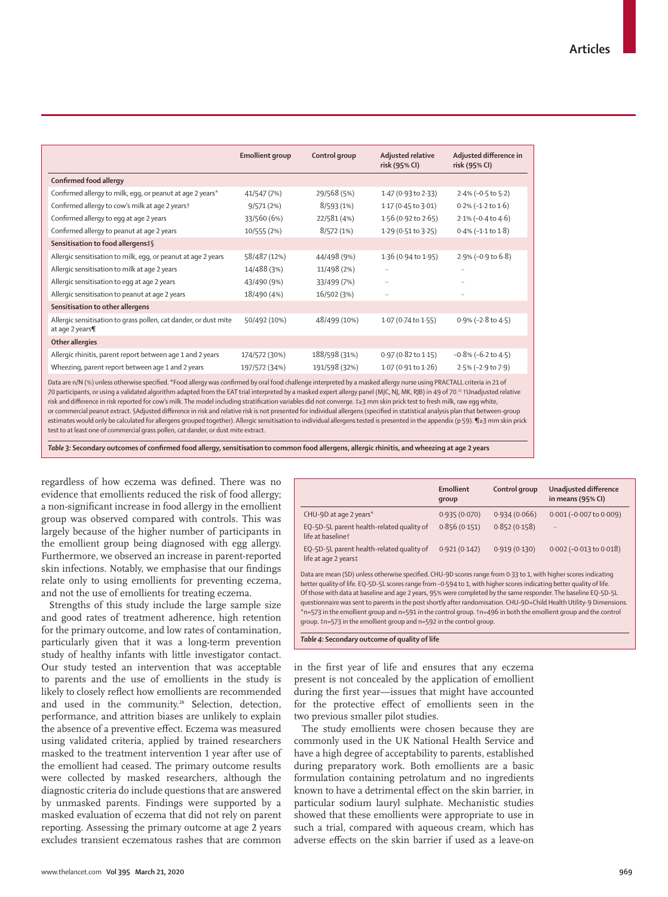| | Emollient group | Control group | Adjusted relative risk (95% CI) | Adjusted difference in risk (95% CI) |
|---|---|---|---|---|
| **Confirmed food allergy** | | | | |
| Confirmed allergy to milk, egg, or peanut at age 2 years* | 41/547 (7%) | 29/568 (5%) | 1·47 (0·93 to 2·33) | 2·4% (−0·5 to 5·2) |
| Confirmed allergy to cow's milk at age 2 years† | 9/571 (2%) | 8/593 (1%) | 1·17 (0·45 to 3·01) | 0·2% (−1·2 to 1·6) |
| Confirmed allergy to egg at age 2 years | 33/560 (6%) | 22/581 (4%) | 1·56 (0·92 to 2·65) | 2·1% (−0·4 to 4·6) |
| Confirmed allergy to peanut at age 2 years | 10/555 (2%) | 8/572 (1%) | 1·29 (0·51 to 3·25) | 0·4% (−1·1 to 1·8) |
| **Sensitisation to food allergens‡§** | | | | |
| Allergic sensitisation to milk, egg, or peanut at age 2 years | 58/487 (12%) | 44/498 (9%) | 1·36 (0·94 to 1·95) | 2·9% (−0·9 to 6·8) |
| Allergic sensitisation to milk at age 2 years | 14/488 (3%) | 11/498 (2%) | .. | .. |
| Allergic sensitisation to egg at age 2 years | 43/490 (9%) | 33/499 (7%) | .. | .. |
| Allergic sensitisation to peanut at age 2 years | 18/490 (4%) | 16/502 (3%) | .. | .. |
| **Sensitisation to other allergens** | | | | |
| Allergic sensitisation to grass pollen, cat dander, or dust mite at age 2 years¶ | 50/492 (10%) | 48/499 (10%) | 1·07 (0·74 to 1·55) | 0·9% (−2·8 to 4·5) |
| **Other allergies** | | | | |
| Allergic rhinitis, parent report between age 1 and 2 years | 174/572 (30%) | 188/598 (31%) | 0·97 (0·82 to 1·15) | −0·8% (−6·2 to 4·5) |
| Wheezing, parent report between age 1 and 2 years | 197/572 (34%) | 191/598 (32%) | 1·07 (0·91 to 1·26) | 2·5% (−2·9 to 7·9) |

Data are n/N (%) unless otherwise specified. *Food allergy was confirmed by oral food challenge interpreted by a masked allergy nurse using PRACTALL criteria in 21 of 70 participants, or using a validated algorithm adapted from the EAT trial interpreted by a masked expert allergy panel (MJC, NJ, MK, RJB) in 49 of 70.[25] †Unadjusted relative risk and difference in risk reported for cow's milk. The model including stratification variables did not converge. ‡≥3 mm skin prick test to fresh milk, raw egg white, or commercial peanut extract. §Adjusted difference in risk and relative risk is not presented for individual allergens (specified in statistical analysis plan that between-group estimates would only be calculated for allergens grouped together). Allergic sensitisation to individual allergens tested is presented in the appendix (p 59). ¶≥3 mm skin prick test to at least one of commercial grass pollen, cat dander, or dust mite extract.

*Table 3:* **Secondary outcomes of confirmed food allergy, sensitisation to common food allergens, allergic rhinitis, and wheezing at age 2 years**

regardless of how eczema was defined. There was no evidence that emollients reduced the risk of food allergy; a non-significant increase in food allergy in the emollient group was observed compared with controls. This was largely because of the higher number of participants in the emollient group being diagnosed with egg allergy. Furthermore, we observed an increase in parent-reported skin infections. Notably, we emphasise that our findings relate only to using emollients for preventing eczema, and not the use of emollients for treating eczema.

Strengths of this study include the large sample size and good rates of treatment adherence, high retention for the primary outcome, and low rates of contamination, particularly given that it was a long-term prevention study of healthy infants with little investigator contact. Our study tested an intervention that was acceptable to parents and the use of emollients in the study is likely to closely reflect how emollients are recommended and used in the community.[28] Selection, detection, performance, and attrition biases are unlikely to explain the absence of a preventive effect. Eczema was measured using validated criteria, applied by trained researchers masked to the treatment intervention 1 year after use of the emollient had ceased. The primary outcome results were collected by masked researchers, although the diagnostic criteria do include questions that are answered by unmasked parents. Findings were supported by a masked evaluation of eczema that did not rely on parent reporting. Assessing the primary outcome at age 2 years excludes transient eczematous rashes that are common in the first year of life and ensures that any eczema present is not concealed by the application of emollient during the first year—issues that might have accounted for the protective effect of emollients seen in the two previous smaller pilot studies.

| | Emollient group | Control group | Unadjusted difference in means (95% CI) |
|---|---|---|---|
| CHU-9D at age 2 years* | 0·935 (0·070) | 0·934 (0·066) | 0·001 (−0·007 to 0·009) |
| EQ-5D-5L parent health-related quality of life at baseline† | 0·856 (0·151) | 0·852 (0·158) | .. |
| EQ-5D-5L parent health-related quality of life at age 2 years‡ | 0·921 (0·142) | 0·919 (0·130) | 0·002 (−0·013 to 0·018) |

Data are mean (SD) unless otherwise specified. CHU-9D scores range from 0·33 to 1, with higher scores indicating better quality of life. EQ-5D-5L scores range from −0·594 to 1, with higher scores indicating better quality of life. Of those with data at baseline and age 2 years, 95% were completed by the same responder. The baseline EQ-5D-5L questionnaire was sent to parents in the post shortly after randomisation. CHU-9D=Child Health Utility-9 Dimensions. *n=573 in the emollient group and n=591 in the control group. †n=496 in both the emollient group and the control group. ‡n=573 in the emollient group and n=592 in the control group.

*Table 4:* **Secondary outcome of quality of life**

The study emollients were chosen because they are commonly used in the UK National Health Service and have a high degree of acceptability to parents, established during preparatory work. Both emollients are a basic formulation containing petrolatum and no ingredients known to have a detrimental effect on the skin barrier, in particular sodium lauryl sulphate. Mechanistic studies showed that these emollients were appropriate to use in such a trial, compared with aqueous cream, which has adverse effects on the skin barrier if used as a leave-on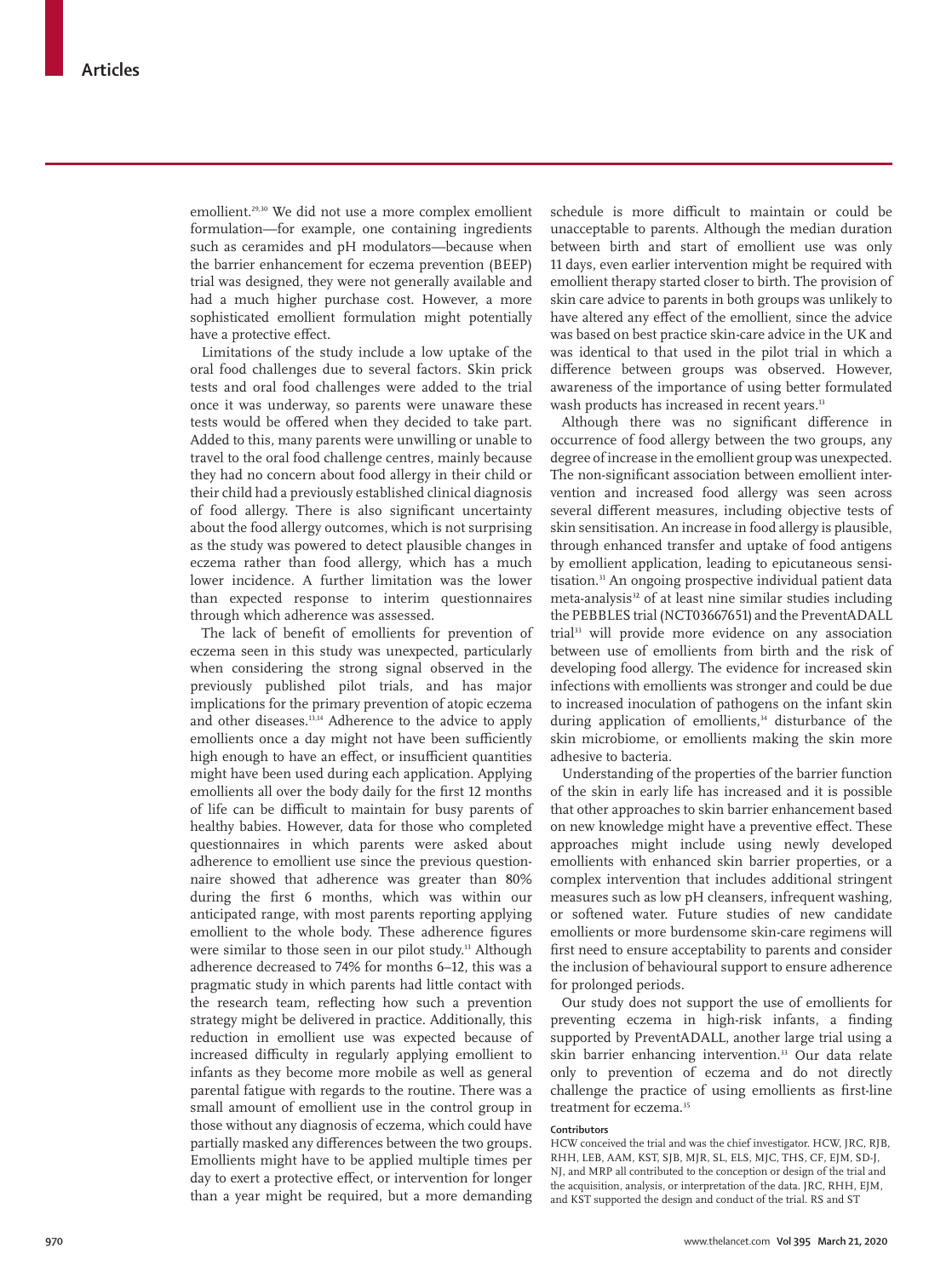emollient.[29,30] We did not use a more complex emollient formulation—for example, one containing ingredients such as ceramides and pH modulators—because when the barrier enhancement for eczema prevention (BEEP) trial was designed, they were not generally available and had a much higher purchase cost. However, a more sophisticated emollient formulation might potentially have a protective effect.

Limitations of the study include a low uptake of the oral food challenges due to several factors. Skin prick tests and oral food challenges were added to the trial once it was underway, so parents were unaware these tests would be offered when they decided to take part. Added to this, many parents were unwilling or unable to travel to the oral food challenge centres, mainly because they had no concern about food allergy in their child or their child had a previously established clinical diagnosis of food allergy. There is also significant uncertainty about the food allergy outcomes, which is not surprising as the study was powered to detect plausible changes in eczema rather than food allergy, which has a much lower incidence. A further limitation was the lower than expected response to interim questionnaires through which adherence was assessed.

The lack of benefit of emollients for prevention of eczema seen in this study was unexpected, particularly when considering the strong signal observed in the previously published pilot trials, and has major implications for the primary prevention of atopic eczema and other diseases.[13,14] Adherence to the advice to apply emollients once a day might not have been sufficiently high enough to have an effect, or insufficient quantities might have been used during each application. Applying emollients all over the body daily for the first 12 months of life can be difficult to maintain for busy parents of healthy babies. However, data for those who completed questionnaires in which parents were asked about adherence to emollient use since the previous questionnaire showed that adherence was greater than 80% during the first 6 months, which was within our anticipated range, with most parents reporting applying emollient to the whole body. These adherence figures were similar to those seen in our pilot study.[13] Although adherence decreased to 74% for months 6–12, this was a pragmatic study in which parents had little contact with the research team, reflecting how such a prevention strategy might be delivered in practice. Additionally, this reduction in emollient use was expected because of increased difficulty in regularly applying emollient to infants as they become more mobile as well as general parental fatigue with regards to the routine. There was a small amount of emollient use in the control group in those without any diagnosis of eczema, which could have partially masked any differences between the two groups. Emollients might have to be applied multiple times per day to exert a protective effect, or intervention for longer than a year might be required, but a more demanding schedule is more difficult to maintain or could be unacceptable to parents. Although the median duration between birth and start of emollient use was only 11 days, even earlier intervention might be required with emollient therapy started closer to birth. The provision of skin care advice to parents in both groups was unlikely to have altered any effect of the emollient, since the advice was based on best practice skin-care advice in the UK and was identical to that used in the pilot trial in which a difference between groups was observed. However, awareness of the importance of using better formulated wash products has increased in recent years.[13]

Although there was no significant difference in occurrence of food allergy between the two groups, any degree of increase in the emollient group was unexpected. The non-significant association between emollient intervention and increased food allergy was seen across several different measures, including objective tests of skin sensitisation. An increase in food allergy is plausible, through enhanced transfer and uptake of food antigens by emollient application, leading to epicutaneous sensitisation.[31] An ongoing prospective individual patient data meta-analysis[32] of at least nine similar studies including the PEBBLES trial (NCT03667651) and the PreventADALL trial[33] will provide more evidence on any association between use of emollients from birth and the risk of developing food allergy. The evidence for increased skin infections with emollients was stronger and could be due to increased inoculation of pathogens on the infant skin during application of emollients,[34] disturbance of the skin microbiome, or emollients making the skin more adhesive to bacteria.

Understanding of the properties of the barrier function of the skin in early life has increased and it is possible that other approaches to skin barrier enhancement based on new knowledge might have a preventive effect. These approaches might include using newly developed emollients with enhanced skin barrier properties, or a complex intervention that includes additional stringent measures such as low pH cleansers, infrequent washing, or softened water. Future studies of new candidate emollients or more burdensome skin-care regimens will first need to ensure acceptability to parents and consider the inclusion of behavioural support to ensure adherence for prolonged periods.

Our study does not support the use of emollients for preventing eczema in high-risk infants, a finding supported by PreventADALL, another large trial using a skin barrier enhancing intervention.[33] Our data relate only to prevention of eczema and do not directly challenge the practice of using emollients as first-line treatment for eczema.[35]

#### Contributors

HCW conceived the trial and was the chief investigator. HCW, JRC, RJB, RHH, LEB, AAM, KST, SJB, MJR, SL, ELS, MJC, THS, CF, EJM, SD-J, NJ, and MRP all contributed to the conception or design of the trial and the acquisition, analysis, or interpretation of the data. JRC, RHH, EJM, and KST supported the design and conduct of the trial. RS and ST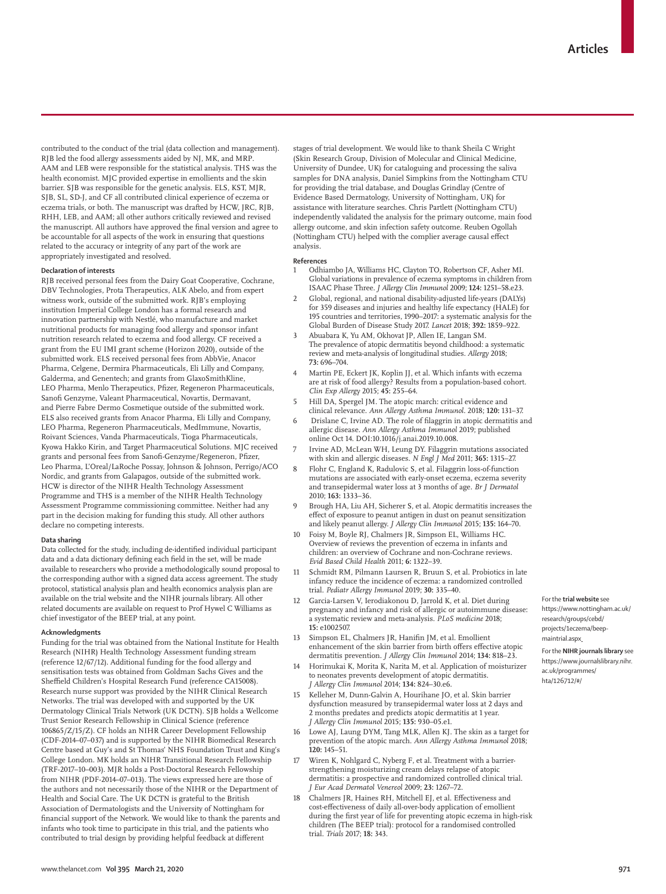contributed to the conduct of the trial (data collection and management). RJB led the food allergy assessments aided by NJ, MK, and MRP. AAM and LEB were responsible for the statistical analysis. THS was the health economist. MJC provided expertise in emollients and the skin barrier. SJB was responsible for the genetic analysis. ELS, KST, MJR, SJB, SL, SD-J, and CF all contributed clinical experience of eczema or eczema trials, or both. The manuscript was drafted by HCW, JRC, RJB, RHH, LEB, and AAM; all other authors critically reviewed and revised the manuscript. All authors have approved the final version and agree to be accountable for all aspects of the work in ensuring that questions related to the accuracy or integrity of any part of the work are appropriately investigated and resolved.

### Declaration of interests

RJB received personal fees from the Dairy Goat Cooperative, Cochrane, DBV Technologies, Prota Therapeutics, ALK Abelo, and from expert witness work, outside of the submitted work. RJB's employing institution Imperial College London has a formal research and innovation partnership with Nestlé, who manufacture and market nutritional products for managing food allergy and sponsor infant nutrition research related to eczema and food allergy. CF received a grant from the EU IMI grant scheme (Horizon 2020), outside of the submitted work. ELS received personal fees from AbbVie, Anacor Pharma, Celgene, Dermira Pharmaceuticals, Eli Lilly and Company, Galderma, and Genentech; and grants from GlaxoSmithKline, LEO Pharma, Menlo Therapeutics, Pfizer, Regeneron Pharmaceuticals, Sanofi Genzyme, Valeant Pharmaceutical, Novartis, Dermavant, and Pierre Fabre Dermo Cosmetique outside of the submitted work. ELS also received grants from Anacor Pharma, Eli Lilly and Company, LEO Pharma, Regeneron Pharmaceuticals, MedImmune, Novartis, Roivant Sciences, Vanda Pharmaceuticals, Tioga Pharmaceuticals, Kyowa Hakko Kirin, and Target Pharmaceutical Solutions. MJC received grants and personal fees from Sanofi-Genzyme/Regeneron, Pfizer, Leo Pharma, L'Oreal/LaRoche Possay, Johnson & Johnson, Perrigo/ACO Nordic, and grants from Galapagos, outside of the submitted work. HCW is director of the NIHR Health Technology Assessment Programme and THS is a member of the NIHR Health Technology Assessment Programme commissioning committee. Neither had any part in the decision making for funding this study. All other authors declare no competing interests.

### Data sharing

Data collected for the study, including de-identified individual participant data and a data dictionary defining each field in the set, will be made available to researchers who provide a methodologically sound proposal to the corresponding author with a signed data access agreement. The study protocol, statistical analysis plan and health economics analysis plan are available on the trial website and the NIHR journals library. All other related documents are available on request to Prof Hywel C Williams as chief investigator of the BEEP trial, at any point.

### Acknowledgments

Funding for the trial was obtained from the National Institute for Health Research (NIHR) Health Technology Assessment funding stream (reference 12/67/12). Additional funding for the food allergy and sensitisation tests was obtained from Goldman Sachs Gives and the Sheffield Children's Hospital Research Fund (reference CA15008). Research nurse support was provided by the NIHR Clinical Research Networks. The trial was developed with and supported by the UK Dermatology Clinical Trials Network (UK DCTN). SJB holds a Wellcome Trust Senior Research Fellowship in Clinical Science (reference 106865/Z/15/Z). CF holds an NIHR Career Development Fellowship (CDF-2014–07–037) and is supported by the NIHR Biomedical Research Centre based at Guy's and St Thomas' NHS Foundation Trust and King's College London. MK holds an NIHR Transitional Research Fellowship (TRF-2017–10–003). MJR holds a Post-Doctoral Research Fellowship from NIHR (PDF-2014–07–013). The views expressed here are those of the authors and not necessarily those of the NIHR or the Department of Health and Social Care. The UK DCTN is grateful to the British Association of Dermatologists and the University of Nottingham for financial support of the Network. We would like to thank the parents and infants who took time to participate in this trial, and the patients who contributed to trial design by providing helpful feedback at different stages of trial development. We would like to thank Sheila C Wright (Skin Research Group, Division of Molecular and Clinical Medicine, University of Dundee, UK) for cataloguing and processing the saliva samples for DNA analysis, Daniel Simpkins from the Nottingham CTU for providing the trial database, and Douglas Grindlay (Centre of Evidence Based Dermatology, University of Nottingham, UK) for assistance with literature searches. Chris Partlett (Nottingham CTU) independently validated the analysis for the primary outcome, main food allergy outcome, and skin infection safety outcome. Reuben Ogollah (Nottingham CTU) helped with the complier average causal effect analysis.

For the **trial website** see https://www.nottingham.ac.uk/research/groups/cebd/projects/1eczema/beep-maintrial.aspx

For the **NIHR journals library** see https://www.journalslibrary.nihr.ac.uk/programmes/hta/126712/#/

### References

1. Odhiambo JA, Williams HC, Clayton TO, Robertson CF, Asher MI. Global variations in prevalence of eczema symptoms in children from ISAAC Phase Three. *J Allergy Clin Immunol* 2009; **124:** 1251–58.e23.
2. Global, regional, and national disability-adjusted life-years (DALYs) for 359 diseases and injuries and healthy life expectancy (HALE) for 195 countries and territories, 1990–2017: a systematic analysis for the Global Burden of Disease Study 2017. *Lancet* 2018; **392:** 1859–922.
3. Abuabara K, Yu AM, Okhovat JP, Allen IE, Langan SM. The prevalence of atopic dermatitis beyond childhood: a systematic review and meta-analysis of longitudinal studies. *Allergy* 2018; **73:** 696–704.
4. Martin PE, Eckert JK, Koplin JJ, et al. Which infants with eczema are at risk of food allergy? Results from a population-based cohort. *Clin Exp Allergy* 2015; **45:** 255–64.
5. Hill DA, Spergel JM. The atopic march: critical evidence and clinical relevance. *Ann Allergy Asthma Immunol.* 2018; **120:** 131–37.
6. Drislane C, Irvine AD. The role of filaggrin in atopic dermatitis and allergic disease. *Ann Allergy Asthma Immunol* 2019; published online Oct 14. DOI:10.1016/j.anai.2019.10.008.
7. Irvine AD, McLean WH, Leung DY. Filaggrin mutations associated with skin and allergic diseases. *N Engl J Med* 2011; **365:** 1315–27.
8. Flohr C, England K, Radulovic S, et al. Filaggrin loss-of-function mutations are associated with early-onset eczema, eczema severity and transepidermal water loss at 3 months of age. *Br J Dermatol* 2010; **163:** 1333–36.
9. Brough HA, Liu AH, Sicherer S, et al. Atopic dermatitis increases the effect of exposure to peanut antigen in dust on peanut sensitization and likely peanut allergy. *J Allergy Clin Immunol* 2015; **135:** 164–70.
10. Foisy M, Boyle RJ, Chalmers JR, Simpson EL, Williams HC. Overview of reviews the prevention of eczema in infants and children: an overview of Cochrane and non-Cochrane reviews. *Evid Based Child Health* 2011; **6:** 1322–39.
11. Schmidt RM, Pilmann Laursen R, Bruun S, et al. Probiotics in late infancy reduce the incidence of eczema: a randomized controlled trial. *Pediatr Allergy Immunol* 2019; **30:** 335–40.
12. Garcia-Larsen V, Ierodiakonou D, Jarrold K, et al. Diet during pregnancy and infancy and risk of allergic or autoimmune disease: a systematic review and meta-analysis. *PLoS medicine* 2018; **15:** e1002507.
13. Simpson EL, Chalmers JR, Hanifin JM, et al. Emollient enhancement of the skin barrier from birth offers effective atopic dermatitis prevention. *J Allergy Clin Immunol* 2014; **134:** 818–23.
14. Horimukai K, Morita K, Narita M, et al. Application of moisturizer to neonates prevents development of atopic dermatitis. *J Allergy Clin Immunol* 2014; **134:** 824–30.e6.
15. Kelleher M, Dunn-Galvin A, Hourihane JO, et al. Skin barrier dysfunction measured by transepidermal water loss at 2 days and 2 months predates and predicts atopic dermatitis at 1 year. *J Allergy Clin Immunol* 2015; **135:** 930–05.e1.
16. Lowe AJ, Laung DYM, Tang MLK, Allen KJ. The skin as a target for prevention of the atopic march. *Ann Allergy Asthma Immunol* 2018; **120:** 145–51.
17. Wiren K, Nohlgard C, Nyberg F, et al. Treatment with a barrier-strengthening moisturizing cream delays relapse of atopic dermatitis: a prospective and randomized controlled clinical trial. *J Eur Acad Dermatol Venereol* 2009; **23:** 1267–72.
18. Chalmers JR, Haines RH, Mitchell EJ, et al. Effectiveness and cost-effectiveness of daily all-over-body application of emollient during the first year of life for preventing atopic eczema in high-risk children (The BEEP trial): protocol for a randomised controlled trial. *Trials* 2017; **18:** 343.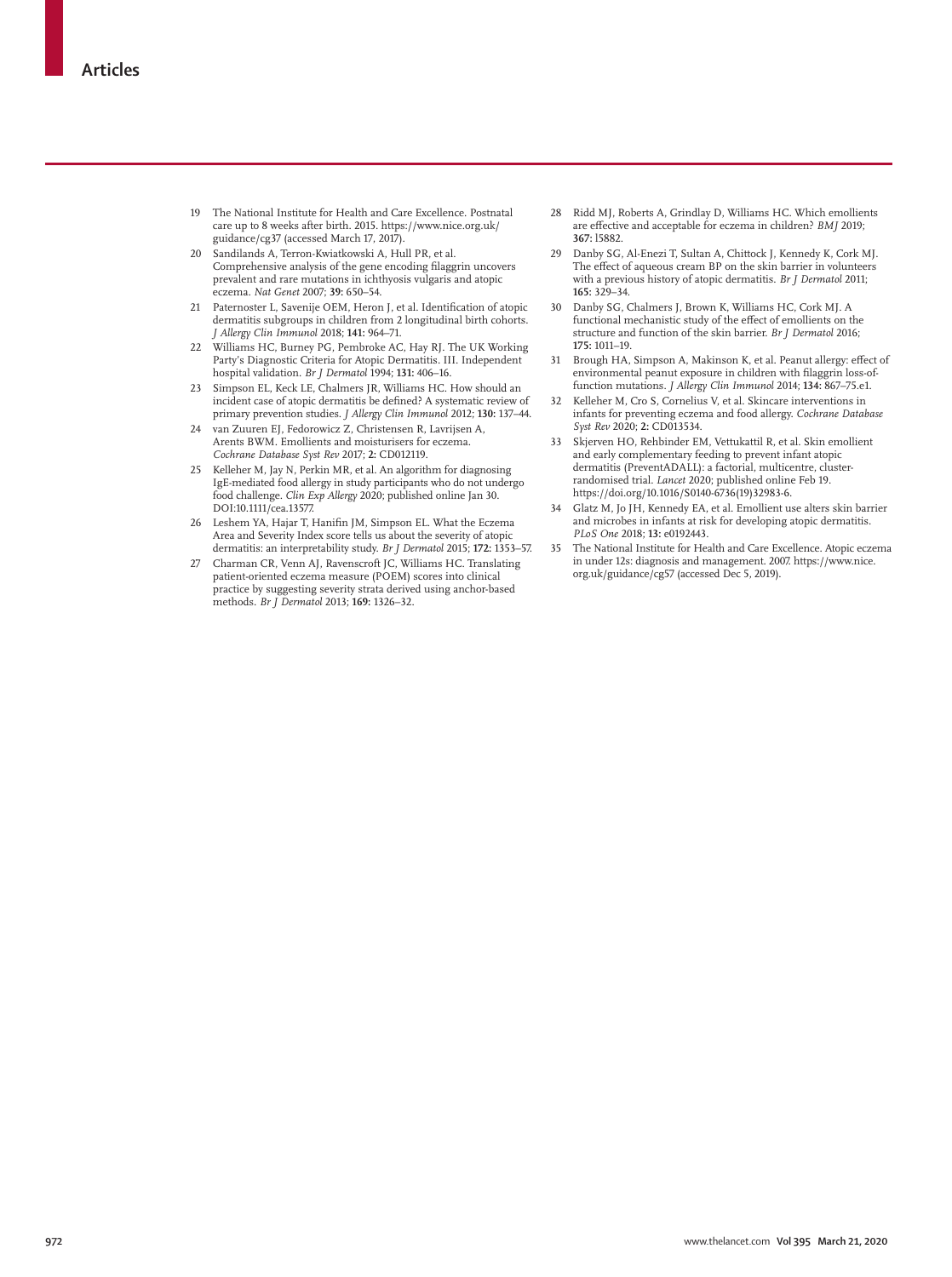19 The National Institute for Health and Care Excellence. Postnatal care up to 8 weeks after birth. 2015. https://www.nice.org.uk/guidance/cg37 (accessed March 17, 2017).

20 Sandilands A, Terron-Kwiatkowski A, Hull PR, et al. Comprehensive analysis of the gene encoding filaggrin uncovers prevalent and rare mutations in ichthyosis vulgaris and atopic eczema. *Nat Genet* 2007; **39:** 650–54.

21 Paternoster L, Savenije OEM, Heron J, et al. Identification of atopic dermatitis subgroups in children from 2 longitudinal birth cohorts. *J Allergy Clin Immunol* 2018; **141:** 964–71.

22 Williams HC, Burney PG, Pembroke AC, Hay RJ. The UK Working Party's Diagnostic Criteria for Atopic Dermatitis. III. Independent hospital validation. *Br J Dermatol* 1994; **131:** 406–16.

23 Simpson EL, Keck LE, Chalmers JR, Williams HC. How should an incident case of atopic dermatitis be defined? A systematic review of primary prevention studies. *J Allergy Clin Immunol* 2012; **130:** 137–44.

24 van Zuuren EJ, Fedorowicz Z, Christensen R, Lavrijsen A, Arents BWM. Emollients and moisturisers for eczema. *Cochrane Database Syst Rev* 2017; **2:** CD012119.

25 Kelleher M, Jay N, Perkin MR, et al. An algorithm for diagnosing IgE-mediated food allergy in study participants who do not undergo food challenge. *Clin Exp Allergy* 2020; published online Jan 30. DOI:10.1111/cea.13577.

26 Leshem YA, Hajar T, Hanifin JM, Simpson EL. What the Eczema Area and Severity Index score tells us about the severity of atopic dermatitis: an interpretability study. *Br J Dermatol* 2015; **172:** 1353–57.

27 Charman CR, Venn AJ, Ravenscroft JC, Williams HC. Translating patient-oriented eczema measure (POEM) scores into clinical practice by suggesting severity strata derived using anchor-based methods. *Br J Dermatol* 2013; **169:** 1326–32.

28 Ridd MJ, Roberts A, Grindlay D, Williams HC. Which emollients are effective and acceptable for eczema in children? *BMJ* 2019; **367:** l5882.

29 Danby SG, Al-Enezi T, Sultan A, Chittock J, Kennedy K, Cork MJ. The effect of aqueous cream BP on the skin barrier in volunteers with a previous history of atopic dermatitis. *Br J Dermatol* 2011; **165:** 329–34.

30 Danby SG, Chalmers J, Brown K, Williams HC, Cork MJ. A functional mechanistic study of the effect of emollients on the structure and function of the skin barrier. *Br J Dermatol* 2016; **175:** 1011–19.

31 Brough HA, Simpson A, Makinson K, et al. Peanut allergy: effect of environmental peanut exposure in children with filaggrin loss-of-function mutations. *J Allergy Clin Immunol* 2014; **134:** 867–75.e1.

32 Kelleher M, Cro S, Cornelius V, et al. Skincare interventions in infants for preventing eczema and food allergy. *Cochrane Database Syst Rev* 2020; **2:** CD013534.

33 Skjerven HO, Rehbinder EM, Vettukattil R, et al. Skin emollient and early complementary feeding to prevent infant atopic dermatitis (PreventADALL): a factorial, multicentre, cluster-randomised trial. *Lancet* 2020; published online Feb 19. https://doi.org/10.1016/S0140-6736(19)32983-6.

34 Glatz M, Jo JH, Kennedy EA, et al. Emollient use alters skin barrier and microbes in infants at risk for developing atopic dermatitis. *PLoS One* 2018; **13:** e0192443.

35 The National Institute for Health and Care Excellence. Atopic eczema in under 12s: diagnosis and management. 2007. https://www.nice.org.uk/guidance/cg57 (accessed Dec 5, 2019).